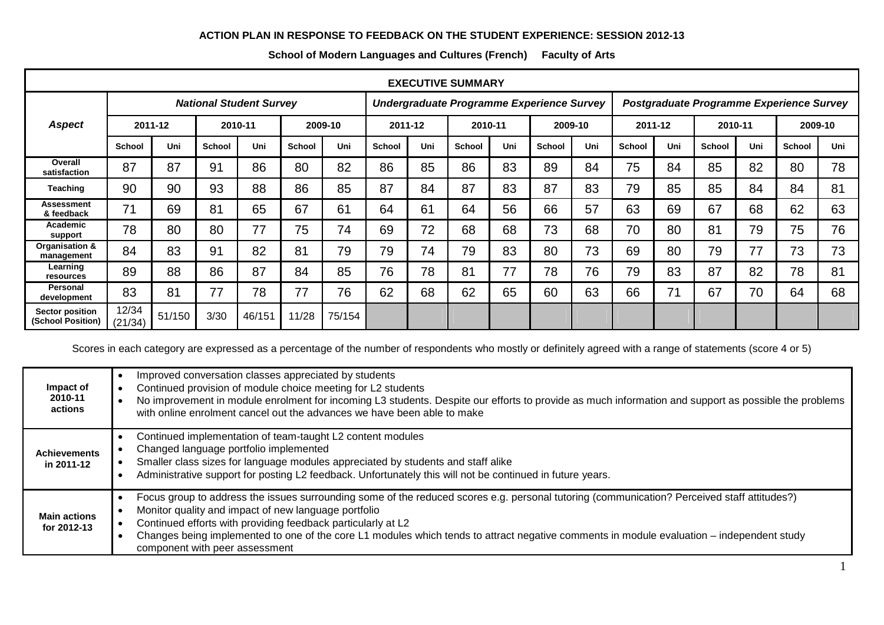**ACTION PLAN IN RESPONSE TO FEEDBACK ON THE STUDENT EXPERIENCE: SESSION 2012-13**

**School of Modern Languages and Cultures (French) Faculty of Arts**

| **EXECUTIVE SUMMARY** | | | | | | | | | | | | | | | | | | |
|---|---|---|---|---|---|---|---|---|---|---|---|---|---|---|---|---|---|---|
| ***Aspect*** | ***National Student Survey*** | | | | | | ***Undergraduate Programme Experience Survey*** | | | | | | ***Postgraduate Programme Experience Survey*** | | | | | |
| | **2011-12** | | **2010-11** | | **2009-10** | | **2011-12** | | **2010-11** | | **2009-10** | | **2011-12** | | **2010-11** | | **2009-10** | |
| | **School** | **Uni** | **School** | **Uni** | **School** | **Uni** | **School** | **Uni** | **School** | **Uni** | **School** | **Uni** | **School** | **Uni** | **School** | **Uni** | **School** | **Uni** |
| **Overall satisfaction** | 87 | 87 | 91 | 86 | 80 | 82 | 86 | 85 | 86 | 83 | 89 | 84 | 75 | 84 | 85 | 82 | 80 | 78 |
| **Teaching** | 90 | 90 | 93 | 88 | 86 | 85 | 87 | 84 | 87 | 83 | 87 | 83 | 79 | 85 | 85 | 84 | 84 | 81 |
| **Assessment & feedback** | 71 | 69 | 81 | 65 | 67 | 61 | 64 | 61 | 64 | 56 | 66 | 57 | 63 | 69 | 67 | 68 | 62 | 63 |
| **Academic support** | 78 | 80 | 80 | 77 | 75 | 74 | 69 | 72 | 68 | 68 | 73 | 68 | 70 | 80 | 81 | 79 | 75 | 76 |
| **Organisation & management** | 84 | 83 | 91 | 82 | 81 | 79 | 79 | 74 | 79 | 83 | 80 | 73 | 69 | 80 | 79 | 77 | 73 | 73 |
| **Learning resources** | 89 | 88 | 86 | 87 | 84 | 85 | 76 | 78 | 81 | 77 | 78 | 76 | 79 | 83 | 87 | 82 | 78 | 81 |
| **Personal development** | 83 | 81 | 77 | 78 | 77 | 76 | 62 | 68 | 62 | 65 | 60 | 63 | 66 | 71 | 67 | 70 | 64 | 68 |
| **Sector position (School Position)** | 12/34 (21/34) | 51/150 | 3/30 | 46/151 | 11/28 | 75/154 | | | | | | | | | | | | |

Scores in each category are expressed as a percentage of the number of respondents who mostly or definitely agreed with a range of statements (score 4 or 5)

| | |
|---|---|
| **Impact of 2010-11 actions** | • Improved conversation classes appreciated by students<br>• Continued provision of module choice meeting for L2 students<br>• No improvement in module enrolment for incoming L3 students. Despite our efforts to provide as much information and support as possible the problems with online enrolment cancel out the advances we have been able to make |
| **Achievements in 2011-12** | • Continued implementation of team-taught L2 content modules<br>• Changed language portfolio implemented<br>• Smaller class sizes for language modules appreciated by students and staff alike<br>• Administrative support for posting L2 feedback. Unfortunately this will not be continued in future years. |
| **Main actions for 2012-13** | • Focus group to address the issues surrounding some of the reduced scores e.g. personal tutoring (communication? Perceived staff attitudes?)<br>• Monitor quality and impact of new language portfolio<br>• Continued efforts with providing feedback particularly at L2<br>• Changes being implemented to one of the core L1 modules which tends to attract negative comments in module evaluation – independent study component with peer assessment |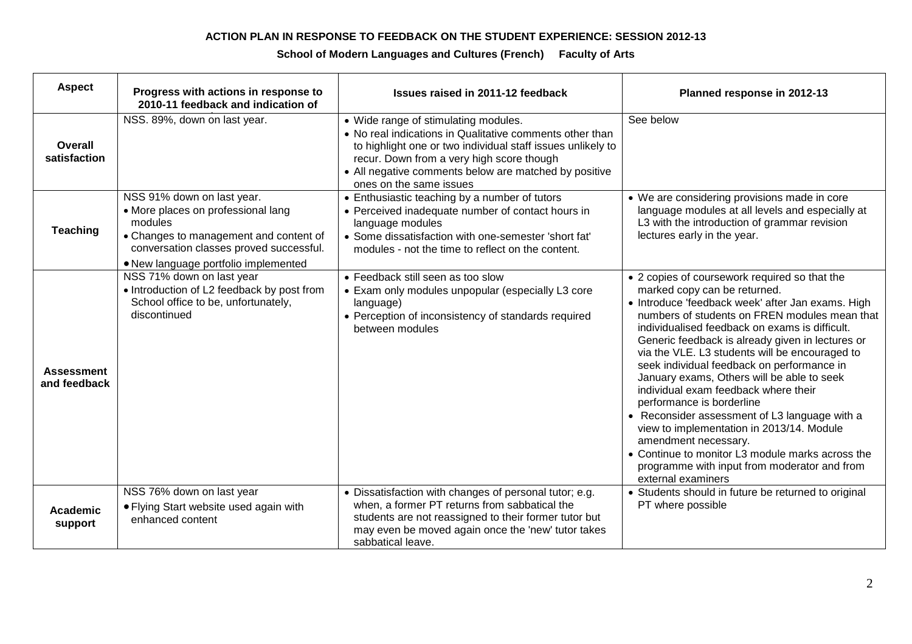**ACTION PLAN IN RESPONSE TO FEEDBACK ON THE STUDENT EXPERIENCE: SESSION 2012-13**

**School of Modern Languages and Cultures (French) Faculty of Arts**

| Aspect | Progress with actions in response to 2010-11 feedback and indication of | Issues raised in 2011-12 feedback | Planned response in 2012-13 |
|---|---|---|---|
| **Overall satisfaction** | NSS. 89%, down on last year. | • Wide range of stimulating modules.<br>• No real indications in Qualitative comments other than to highlight one or two individual staff issues unlikely to recur. Down from a very high score though<br>• All negative comments below are matched by positive ones on the same issues | See below |
| **Teaching** | NSS 91% down on last year.<br>• More places on professional lang modules<br>• Changes to management and content of conversation classes proved successful.<br>• New language portfolio implemented | • Enthusiastic teaching by a number of tutors<br>• Perceived inadequate number of contact hours in language modules<br>• Some dissatisfaction with one-semester 'short fat' modules - not the time to reflect on the content. | • We are considering provisions made in core language modules at all levels and especially at L3 with the introduction of grammar revision lectures early in the year. |
| **Assessment and feedback** | NSS 71% down on last year<br>• Introduction of L2 feedback by post from School office to be, unfortunately, discontinued | • Feedback still seen as too slow<br>• Exam only modules unpopular (especially L3 core language)<br>• Perception of inconsistency of standards required between modules | • 2 copies of coursework required so that the marked copy can be returned.<br>• Introduce 'feedback week' after Jan exams. High numbers of students on FREN modules mean that individualised feedback on exams is difficult. Generic feedback is already given in lectures or via the VLE. L3 students will be encouraged to seek individual feedback on performance in January exams, Others will be able to seek individual exam feedback where their performance is borderline<br>• Reconsider assessment of L3 language with a view to implementation in 2013/14. Module amendment necessary.<br>• Continue to monitor L3 module marks across the programme with input from moderator and from external examiners |
| **Academic support** | NSS 76% down on last year<br>• Flying Start website used again with enhanced content | • Dissatisfaction with changes of personal tutor; e.g. when, a former PT returns from sabbatical the students are not reassigned to their former tutor but may even be moved again once the 'new' tutor takes sabbatical leave. | • Students should in future be returned to original PT where possible |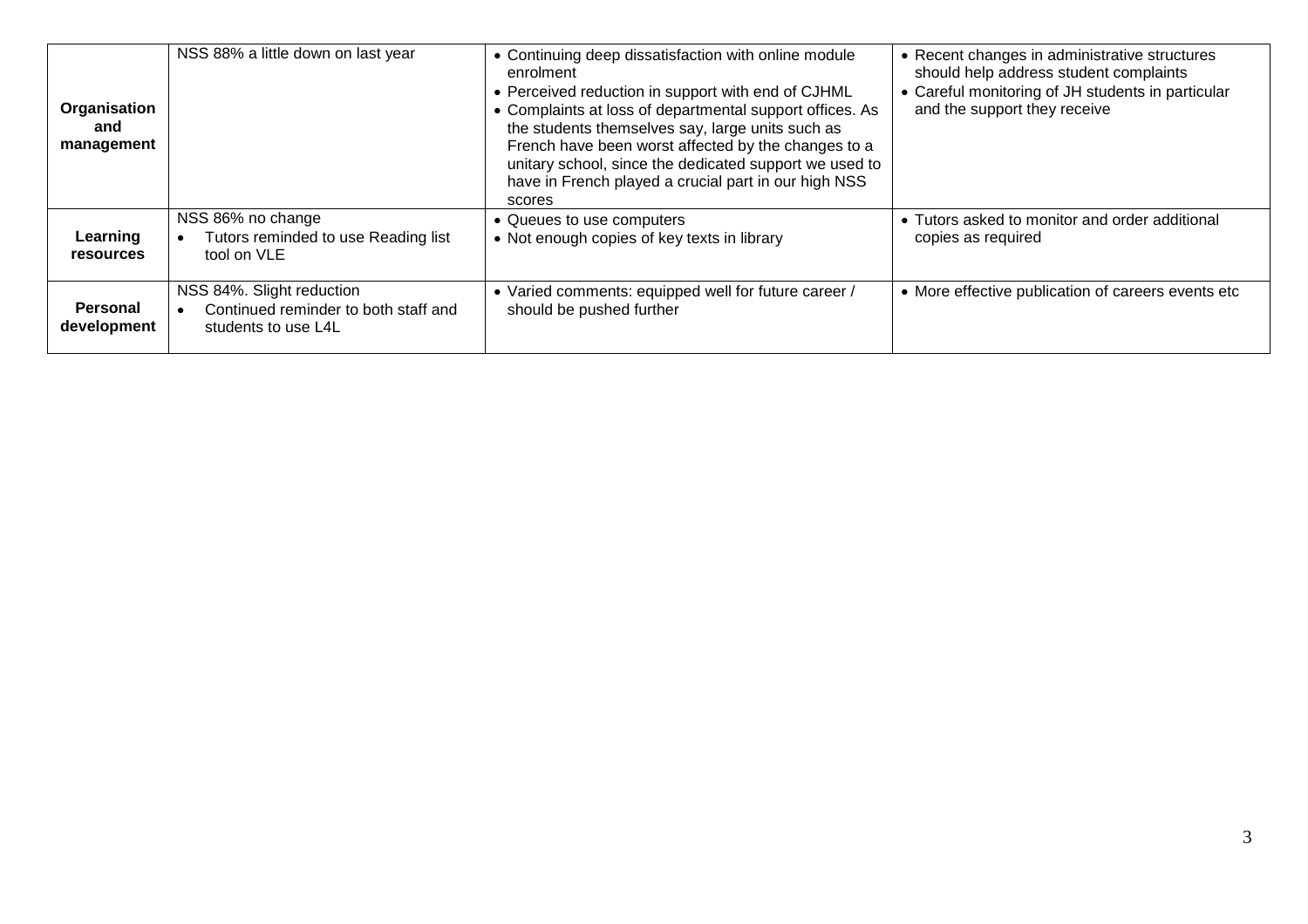| | | | |
|---|---|---|---|
| **Organisation and management** | NSS 88% a little down on last year | • Continuing deep dissatisfaction with online module enrolment<br>• Perceived reduction in support with end of CJHML<br>• Complaints at loss of departmental support offices. As the students themselves say, large units such as French have been worst affected by the changes to a unitary school, since the dedicated support we used to have in French played a crucial part in our high NSS scores | • Recent changes in administrative structures should help address student complaints<br>• Careful monitoring of JH students in particular and the support they receive |
| **Learning resources** | NSS 86% no change<br>• Tutors reminded to use Reading list tool on VLE | • Queues to use computers<br>• Not enough copies of key texts in library | • Tutors asked to monitor and order additional copies as required |
| **Personal development** | NSS 84%. Slight reduction<br>• Continued reminder to both staff and students to use L4L | • Varied comments: equipped well for future career / should be pushed further | • More effective publication of careers events etc |